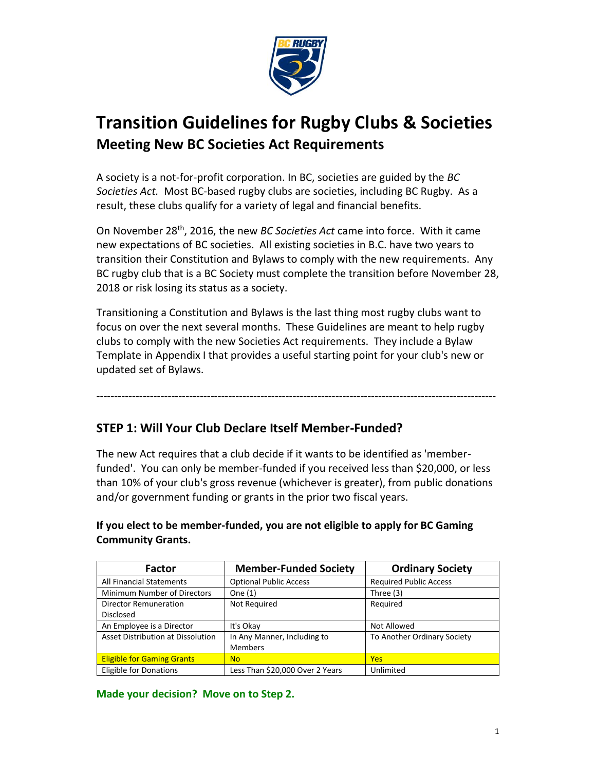# Transition Guidelines for Rugby Clubs & Societies

## Meeting New BC Societies Act Requirements

A society is a not-for-profit corporation. In BC, societies are guided by the *BC Societies Act.* Most BC-based rugby clubs are societies, including BC Rugby. As a result, these clubs qualify for a variety of legal and financial benefits.

On November 28th, 2016, the new *BC Societies Act* came into force. With it came new expectations of BC societies. All existing societies in B.C. have two years to transition their Constitution and Bylaws to comply with the new requirements. Any BC rugby club that is a BC Society must complete the transition before November 28, 2018 or risk losing its status as a society.

Transitioning a Constitution and Bylaws is the last thing most rugby clubs want to focus on over the next several months. These Guidelines are meant to help rugby clubs to comply with the new Societies Act requirements. They include a Bylaw Template in Appendix I that provides a useful starting point for your club's new or updated set of Bylaws.

---

## STEP 1: Will Your Club Declare Itself Member-Funded?

The new Act requires that a club decide if it wants to be identified as 'member-funded'. You can only be member-funded if you received less than $20,000, or less than 10% of your club's gross revenue (whichever is greater), from public donations and/or government funding or grants in the prior two fiscal years.

**If you elect to be member-funded, you are not eligible to apply for BC Gaming Community Grants.**

| Factor | Member-Funded Society | Ordinary Society |
|---|---|---|
| All Financial Statements | Optional Public Access | Required Public Access |
| Minimum Number of Directors | One (1) | Three (3) |
| Director Remuneration Disclosed | Not Required | Required |
| An Employee is a Director | It's Okay | Not Allowed |
| Asset Distribution at Dissolution | In Any Manner, Including to Members | To Another Ordinary Society |
| Eligible for Gaming Grants | No | Yes |
| Eligible for Donations | Less Than $20,000 Over 2 Years | Unlimited |

**Made your decision? Move on to Step 2.**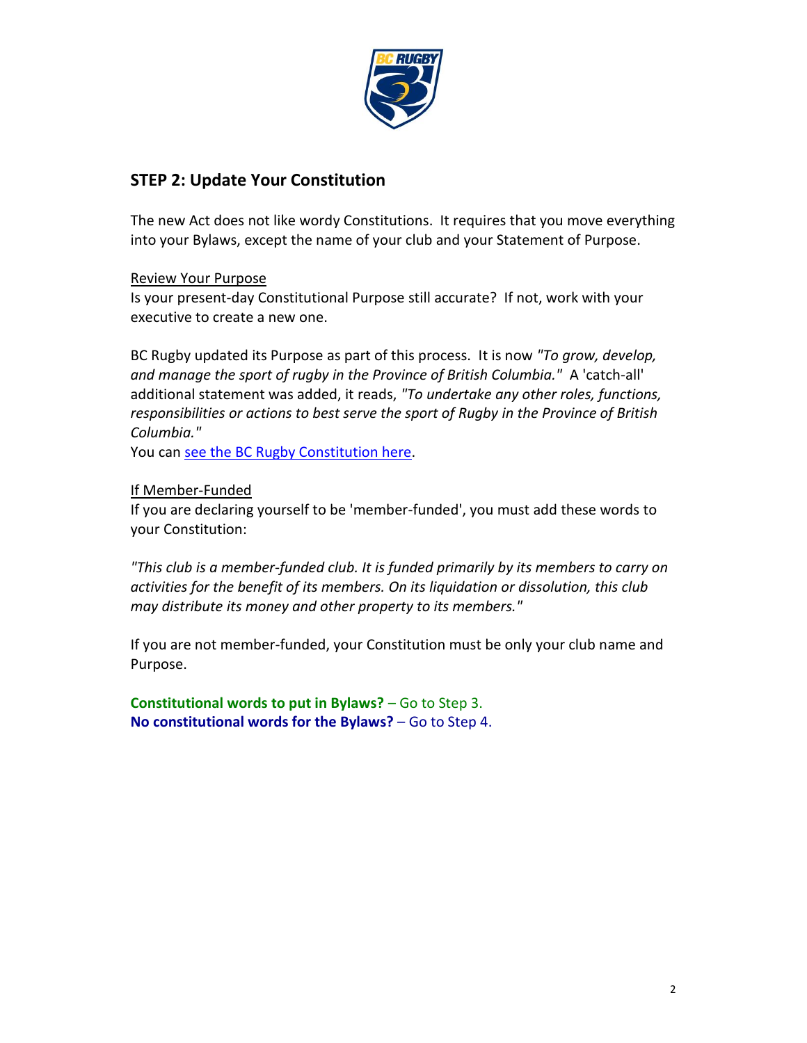## STEP 2: Update Your Constitution

The new Act does not like wordy Constitutions. It requires that you move everything into your Bylaws, except the name of your club and your Statement of Purpose.

Review Your Purpose

Is your present-day Constitutional Purpose still accurate? If not, work with your executive to create a new one.

BC Rugby updated its Purpose as part of this process. It is now *"To grow, develop, and manage the sport of rugby in the Province of British Columbia."* A 'catch-all' additional statement was added, it reads, *"To undertake any other roles, functions, responsibilities or actions to best serve the sport of Rugby in the Province of British Columbia."*

You can see the BC Rugby Constitution here.

If Member-Funded

If you are declaring yourself to be 'member-funded', you must add these words to your Constitution:

*"This club is a member-funded club. It is funded primarily by its members to carry on activities for the benefit of its members. On its liquidation or dissolution, this club may distribute its money and other property to its members."*

If you are not member-funded, your Constitution must be only your club name and Purpose.

**Constitutional words to put in Bylaws?** – Go to Step 3.

**No constitutional words for the Bylaws?** – Go to Step 4.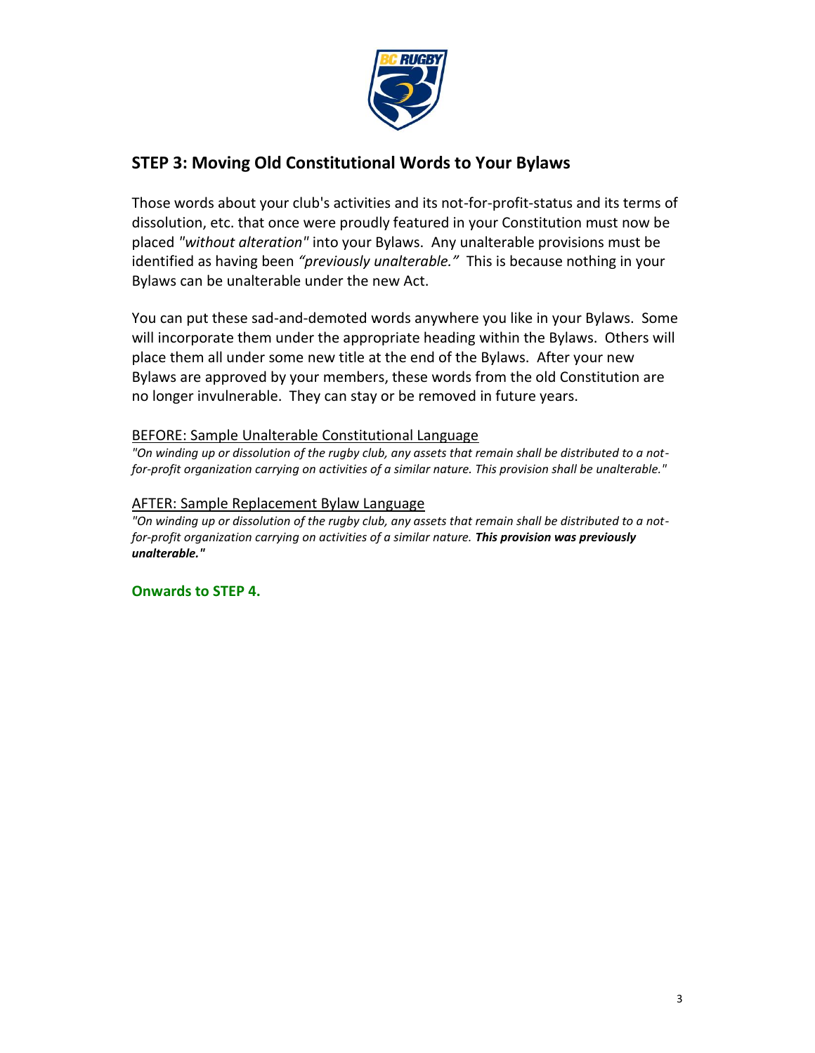## STEP 3: Moving Old Constitutional Words to Your Bylaws

Those words about your club's activities and its not-for-profit-status and its terms of dissolution, etc. that once were proudly featured in your Constitution must now be placed *"without alteration"* into your Bylaws. Any unalterable provisions must be identified as having been *"previously unalterable."* This is because nothing in your Bylaws can be unalterable under the new Act.

You can put these sad-and-demoted words anywhere you like in your Bylaws. Some will incorporate them under the appropriate heading within the Bylaws. Others will place them all under some new title at the end of the Bylaws. After your new Bylaws are approved by your members, these words from the old Constitution are no longer invulnerable. They can stay or be removed in future years.

<u>BEFORE: Sample Unalterable Constitutional Language</u>

*"On winding up or dissolution of the rugby club, any assets that remain shall be distributed to a not-for-profit organization carrying on activities of a similar nature. This provision shall be unalterable."*

<u>AFTER: Sample Replacement Bylaw Language</u>

*"On winding up or dissolution of the rugby club, any assets that remain shall be distributed to a not-for-profit organization carrying on activities of a similar nature.* ***This provision was previously unalterable."***

**Onwards to STEP 4.**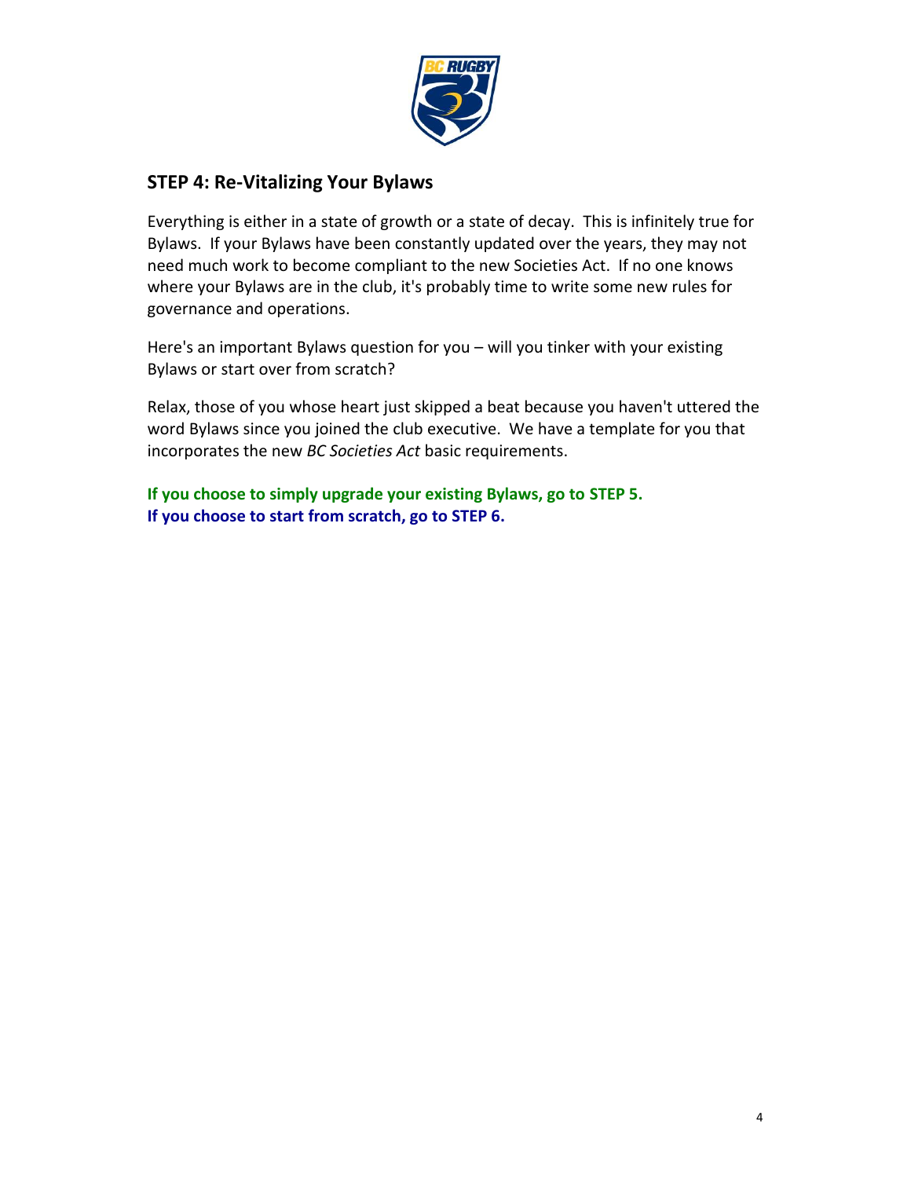## STEP 4: Re-Vitalizing Your Bylaws

Everything is either in a state of growth or a state of decay. This is infinitely true for Bylaws. If your Bylaws have been constantly updated over the years, they may not need much work to become compliant to the new Societies Act. If no one knows where your Bylaws are in the club, it's probably time to write some new rules for governance and operations.

Here's an important Bylaws question for you – will you tinker with your existing Bylaws or start over from scratch?

Relax, those of you whose heart just skipped a beat because you haven't uttered the word Bylaws since you joined the club executive. We have a template for you that incorporates the new *BC Societies Act* basic requirements.

**If you choose to simply upgrade your existing Bylaws, go to STEP 5.**
**If you choose to start from scratch, go to STEP 6.**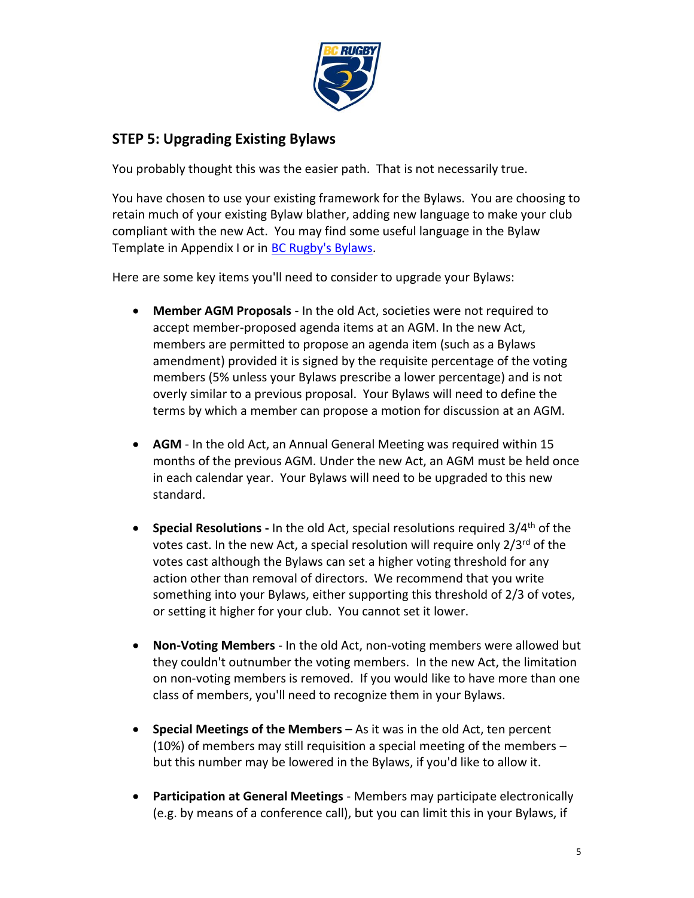## STEP 5: Upgrading Existing Bylaws

You probably thought this was the easier path. That is not necessarily true.

You have chosen to use your existing framework for the Bylaws. You are choosing to retain much of your existing Bylaw blather, adding new language to make your club compliant with the new Act. You may find some useful language in the Bylaw Template in Appendix I or in BC Rugby's Bylaws.

Here are some key items you'll need to consider to upgrade your Bylaws:

- **Member AGM Proposals** - In the old Act, societies were not required to accept member-proposed agenda items at an AGM. In the new Act, members are permitted to propose an agenda item (such as a Bylaws amendment) provided it is signed by the requisite percentage of the voting members (5% unless your Bylaws prescribe a lower percentage) and is not overly similar to a previous proposal. Your Bylaws will need to define the terms by which a member can propose a motion for discussion at an AGM.

- **AGM** - In the old Act, an Annual General Meeting was required within 15 months of the previous AGM. Under the new Act, an AGM must be held once in each calendar year. Your Bylaws will need to be upgraded to this new standard.

- **Special Resolutions -** In the old Act, special resolutions required 3/4th of the votes cast. In the new Act, a special resolution will require only 2/3rd of the votes cast although the Bylaws can set a higher voting threshold for any action other than removal of directors. We recommend that you write something into your Bylaws, either supporting this threshold of 2/3 of votes, or setting it higher for your club. You cannot set it lower.

- **Non-Voting Members** - In the old Act, non-voting members were allowed but they couldn't outnumber the voting members. In the new Act, the limitation on non-voting members is removed. If you would like to have more than one class of members, you'll need to recognize them in your Bylaws.

- **Special Meetings of the Members** – As it was in the old Act, ten percent (10%) of members may still requisition a special meeting of the members – but this number may be lowered in the Bylaws, if you'd like to allow it.

- **Participation at General Meetings** - Members may participate electronically (e.g. by means of a conference call), but you can limit this in your Bylaws, if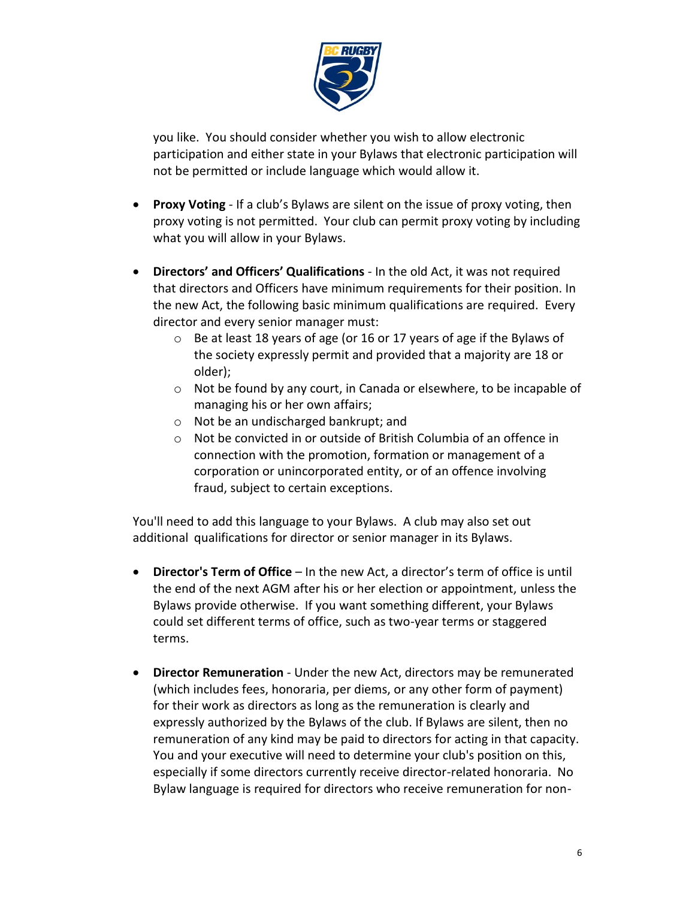you like. You should consider whether you wish to allow electronic participation and either state in your Bylaws that electronic participation will not be permitted or include language which would allow it.

- **Proxy Voting** - If a club's Bylaws are silent on the issue of proxy voting, then proxy voting is not permitted. Your club can permit proxy voting by including what you will allow in your Bylaws.

- **Directors' and Officers' Qualifications** - In the old Act, it was not required that directors and Officers have minimum requirements for their position. In the new Act, the following basic minimum qualifications are required. Every director and every senior manager must:
  - Be at least 18 years of age (or 16 or 17 years of age if the Bylaws of the society expressly permit and provided that a majority are 18 or older);
  - Not be found by any court, in Canada or elsewhere, to be incapable of managing his or her own affairs;
  - Not be an undischarged bankrupt; and
  - Not be convicted in or outside of British Columbia of an offence in connection with the promotion, formation or management of a corporation or unincorporated entity, or of an offence involving fraud, subject to certain exceptions.

You'll need to add this language to your Bylaws. A club may also set out additional qualifications for director or senior manager in its Bylaws.

- **Director's Term of Office** – In the new Act, a director's term of office is until the end of the next AGM after his or her election or appointment, unless the Bylaws provide otherwise. If you want something different, your Bylaws could set different terms of office, such as two-year terms or staggered terms.

- **Director Remuneration** - Under the new Act, directors may be remunerated (which includes fees, honoraria, per diems, or any other form of payment) for their work as directors as long as the remuneration is clearly and expressly authorized by the Bylaws of the club. If Bylaws are silent, then no remuneration of any kind may be paid to directors for acting in that capacity. You and your executive will need to determine your club's position on this, especially if some directors currently receive director-related honoraria. No Bylaw language is required for directors who receive remuneration for non-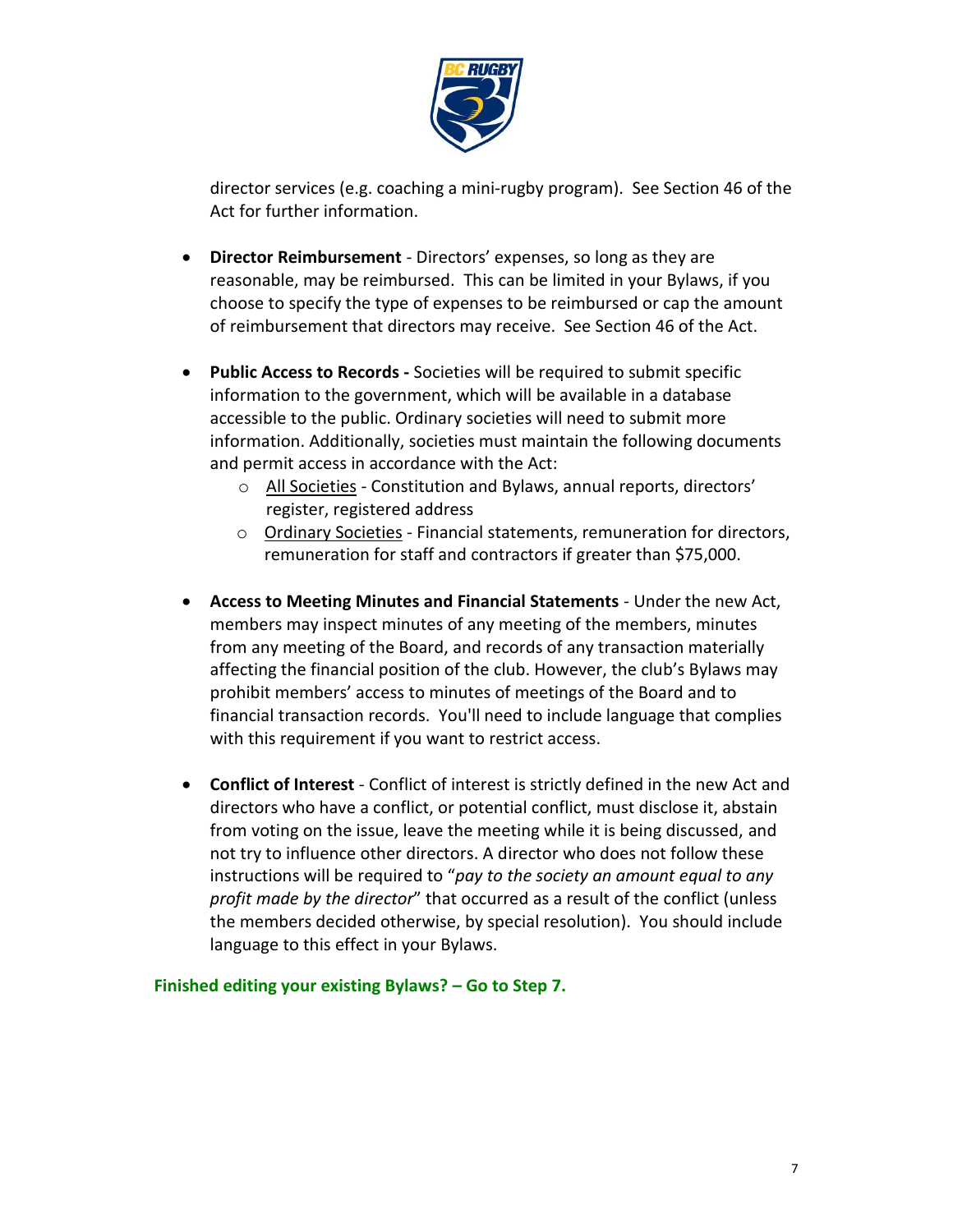director services (e.g. coaching a mini-rugby program). See Section 46 of the Act for further information.

- **Director Reimbursement** - Directors' expenses, so long as they are reasonable, may be reimbursed. This can be limited in your Bylaws, if you choose to specify the type of expenses to be reimbursed or cap the amount of reimbursement that directors may receive. See Section 46 of the Act.

- **Public Access to Records -** Societies will be required to submit specific information to the government, which will be available in a database accessible to the public. Ordinary societies will need to submit more information. Additionally, societies must maintain the following documents and permit access in accordance with the Act:
  - <u>All Societies</u> - Constitution and Bylaws, annual reports, directors' register, registered address
  - <u>Ordinary Societies</u> - Financial statements, remuneration for directors, remuneration for staff and contractors if greater than $75,000.

- **Access to Meeting Minutes and Financial Statements** - Under the new Act, members may inspect minutes of any meeting of the members, minutes from any meeting of the Board, and records of any transaction materially affecting the financial position of the club. However, the club's Bylaws may prohibit members' access to minutes of meetings of the Board and to financial transaction records. You'll need to include language that complies with this requirement if you want to restrict access.

- **Conflict of Interest** - Conflict of interest is strictly defined in the new Act and directors who have a conflict, or potential conflict, must disclose it, abstain from voting on the issue, leave the meeting while it is being discussed, and not try to influence other directors. A director who does not follow these instructions will be required to "*pay to the society an amount equal to any profit made by the director*" that occurred as a result of the conflict (unless the members decided otherwise, by special resolution). You should include language to this effect in your Bylaws.

**Finished editing your existing Bylaws? – Go to Step 7.**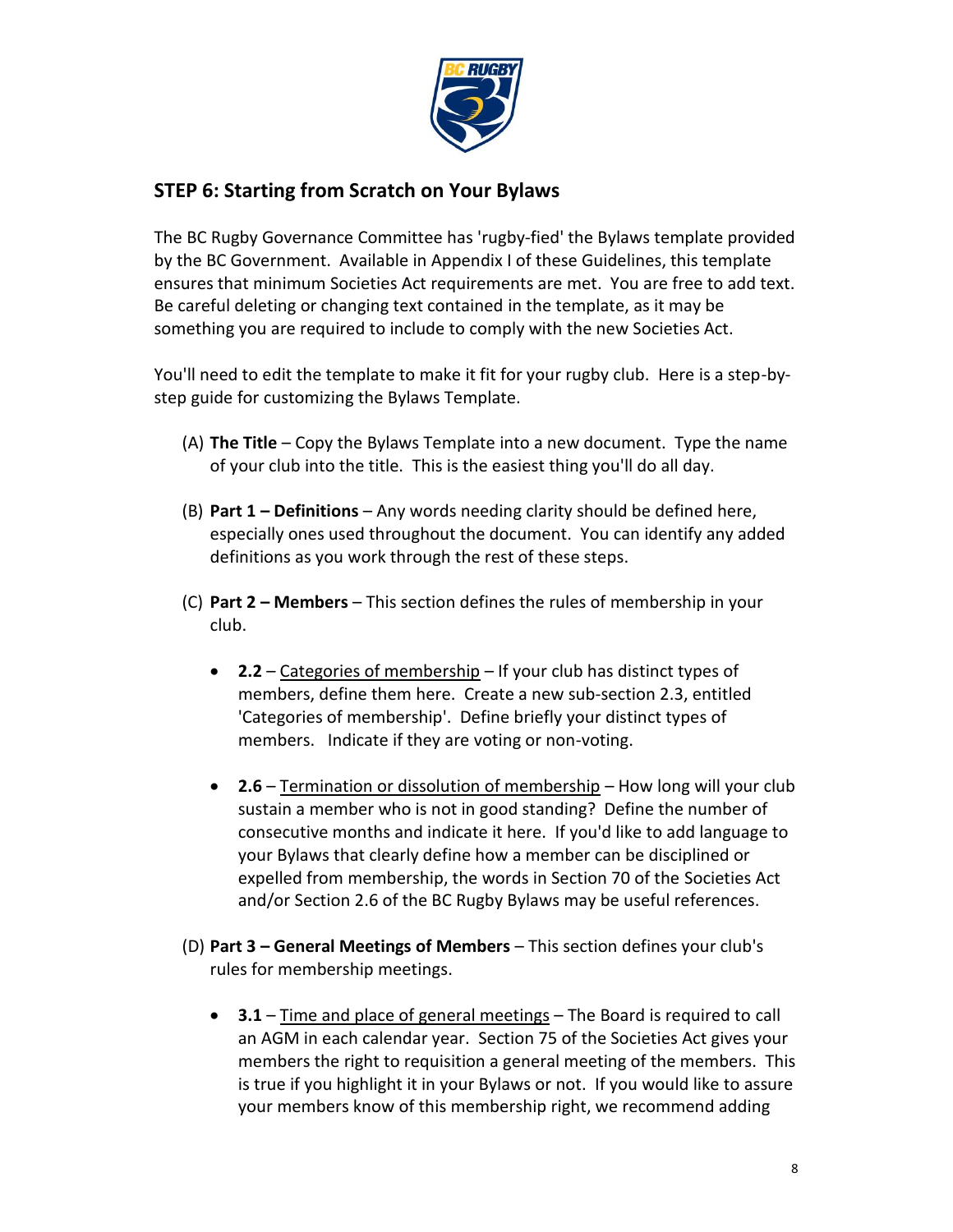## STEP 6: Starting from Scratch on Your Bylaws

The BC Rugby Governance Committee has 'rugby-fied' the Bylaws template provided by the BC Government. Available in Appendix I of these Guidelines, this template ensures that minimum Societies Act requirements are met. You are free to add text. Be careful deleting or changing text contained in the template, as it may be something you are required to include to comply with the new Societies Act.

You'll need to edit the template to make it fit for your rugby club. Here is a step-by-step guide for customizing the Bylaws Template.

(A) **The Title** – Copy the Bylaws Template into a new document. Type the name of your club into the title. This is the easiest thing you'll do all day.

(B) **Part 1 – Definitions** – Any words needing clarity should be defined here, especially ones used throughout the document. You can identify any added definitions as you work through the rest of these steps.

(C) **Part 2 – Members** – This section defines the rules of membership in your club.

- **2.2** – Categories of membership – If your club has distinct types of members, define them here. Create a new sub-section 2.3, entitled 'Categories of membership'. Define briefly your distinct types of members. Indicate if they are voting or non-voting.

- **2.6** – Termination or dissolution of membership – How long will your club sustain a member who is not in good standing? Define the number of consecutive months and indicate it here. If you'd like to add language to your Bylaws that clearly define how a member can be disciplined or expelled from membership, the words in Section 70 of the Societies Act and/or Section 2.6 of the BC Rugby Bylaws may be useful references.

(D) **Part 3 – General Meetings of Members** – This section defines your club's rules for membership meetings.

- **3.1** – Time and place of general meetings – The Board is required to call an AGM in each calendar year. Section 75 of the Societies Act gives your members the right to requisition a general meeting of the members. This is true if you highlight it in your Bylaws or not. If you would like to assure your members know of this membership right, we recommend adding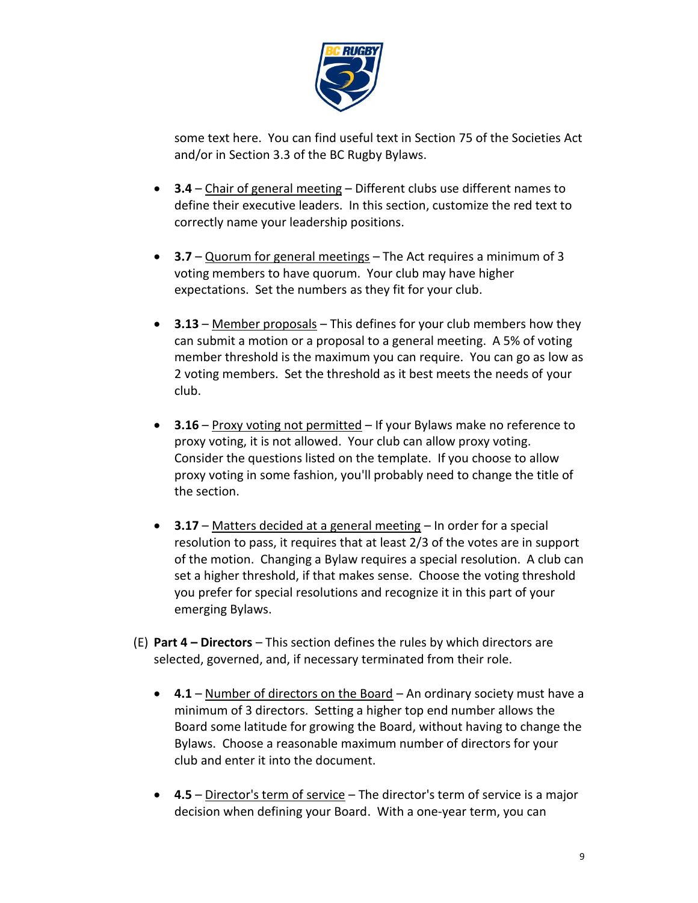some text here. You can find useful text in Section 75 of the Societies Act and/or in Section 3.3 of the BC Rugby Bylaws.

- **3.4** – Chair of general meeting – Different clubs use different names to define their executive leaders. In this section, customize the red text to correctly name your leadership positions.

- **3.7** – Quorum for general meetings – The Act requires a minimum of 3 voting members to have quorum. Your club may have higher expectations. Set the numbers as they fit for your club.

- **3.13** – Member proposals – This defines for your club members how they can submit a motion or a proposal to a general meeting. A 5% of voting member threshold is the maximum you can require. You can go as low as 2 voting members. Set the threshold as it best meets the needs of your club.

- **3.16** – Proxy voting not permitted – If your Bylaws make no reference to proxy voting, it is not allowed. Your club can allow proxy voting. Consider the questions listed on the template. If you choose to allow proxy voting in some fashion, you'll probably need to change the title of the section.

- **3.17** – Matters decided at a general meeting – In order for a special resolution to pass, it requires that at least 2/3 of the votes are in support of the motion. Changing a Bylaw requires a special resolution. A club can set a higher threshold, if that makes sense. Choose the voting threshold you prefer for special resolutions and recognize it in this part of your emerging Bylaws.

(E) **Part 4 – Directors** – This section defines the rules by which directors are selected, governed, and, if necessary terminated from their role.

- **4.1** – Number of directors on the Board – An ordinary society must have a minimum of 3 directors. Setting a higher top end number allows the Board some latitude for growing the Board, without having to change the Bylaws. Choose a reasonable maximum number of directors for your club and enter it into the document.

- **4.5** – Director's term of service – The director's term of service is a major decision when defining your Board. With a one-year term, you can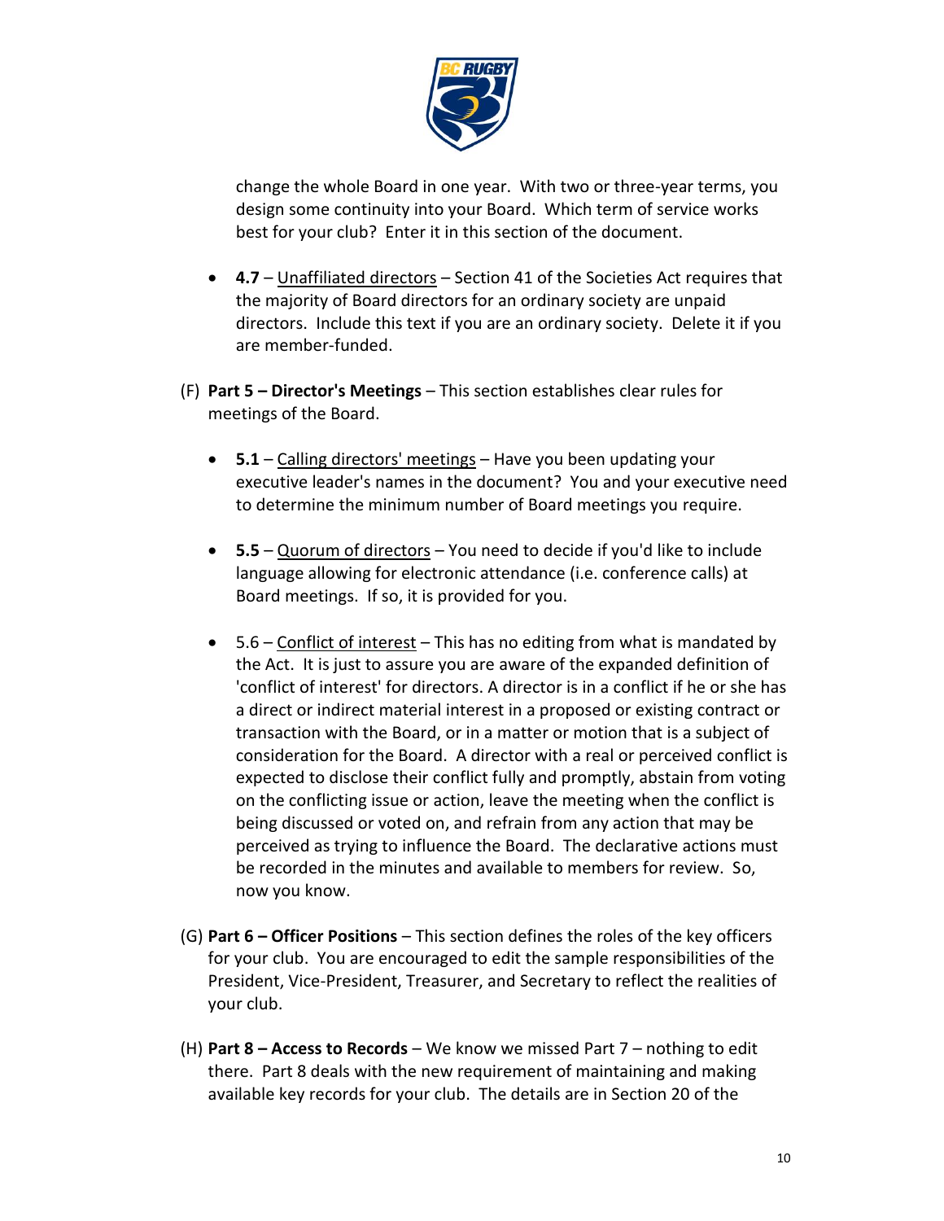change the whole Board in one year. With two or three-year terms, you design some continuity into your Board. Which term of service works best for your club? Enter it in this section of the document.

- **4.7** – Unaffiliated directors – Section 41 of the Societies Act requires that the majority of Board directors for an ordinary society are unpaid directors. Include this text if you are an ordinary society. Delete it if you are member-funded.

(F) **Part 5 – Director's Meetings** – This section establishes clear rules for meetings of the Board.

- **5.1** – Calling directors' meetings – Have you been updating your executive leader's names in the document? You and your executive need to determine the minimum number of Board meetings you require.

- **5.5** – Quorum of directors – You need to decide if you'd like to include language allowing for electronic attendance (i.e. conference calls) at Board meetings. If so, it is provided for you.

- 5.6 – Conflict of interest – This has no editing from what is mandated by the Act. It is just to assure you are aware of the expanded definition of 'conflict of interest' for directors. A director is in a conflict if he or she has a direct or indirect material interest in a proposed or existing contract or transaction with the Board, or in a matter or motion that is a subject of consideration for the Board. A director with a real or perceived conflict is expected to disclose their conflict fully and promptly, abstain from voting on the conflicting issue or action, leave the meeting when the conflict is being discussed or voted on, and refrain from any action that may be perceived as trying to influence the Board. The declarative actions must be recorded in the minutes and available to members for review. So, now you know.

(G) **Part 6 – Officer Positions** – This section defines the roles of the key officers for your club. You are encouraged to edit the sample responsibilities of the President, Vice-President, Treasurer, and Secretary to reflect the realities of your club.

(H) **Part 8 – Access to Records** – We know we missed Part 7 – nothing to edit there. Part 8 deals with the new requirement of maintaining and making available key records for your club. The details are in Section 20 of the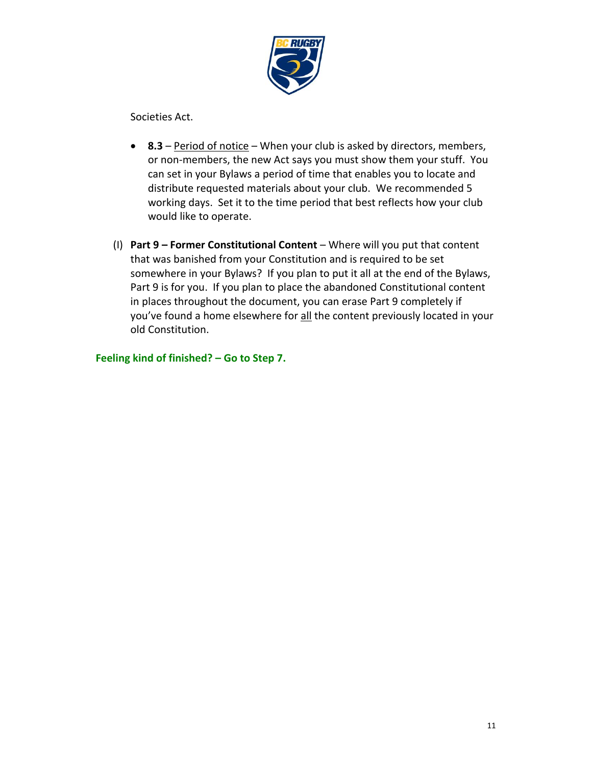Societies Act.

- **8.3** – Period of notice – When your club is asked by directors, members, or non-members, the new Act says you must show them your stuff. You can set in your Bylaws a period of time that enables you to locate and distribute requested materials about your club. We recommended 5 working days. Set it to the time period that best reflects how your club would like to operate.

(l) **Part 9 – Former Constitutional Content** – Where will you put that content that was banished from your Constitution and is required to be set somewhere in your Bylaws? If you plan to put it all at the end of the Bylaws, Part 9 is for you. If you plan to place the abandoned Constitutional content in places throughout the document, you can erase Part 9 completely if you've found a home elsewhere for all the content previously located in your old Constitution.

**Feeling kind of finished? – Go to Step 7.**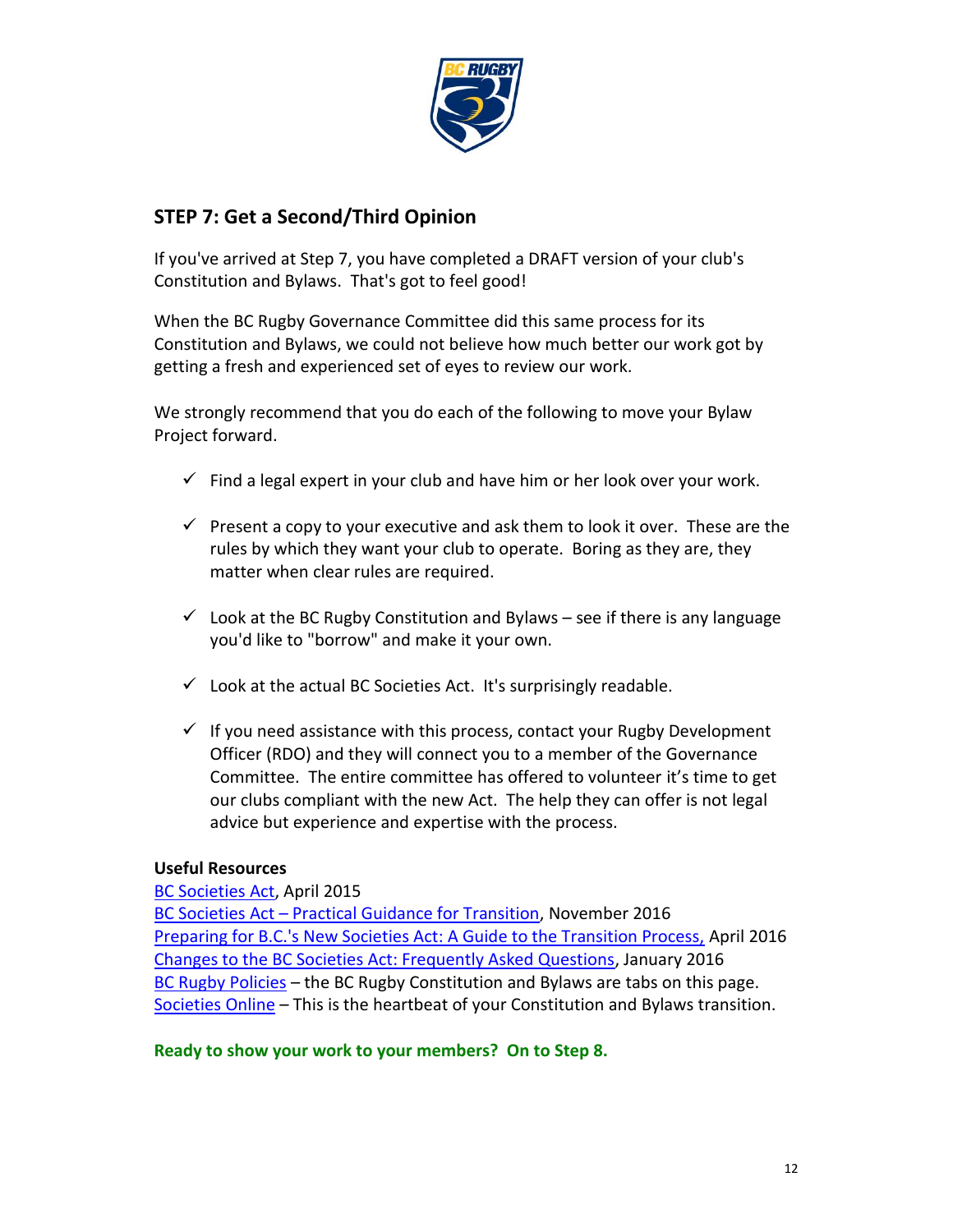## STEP 7: Get a Second/Third Opinion

If you've arrived at Step 7, you have completed a DRAFT version of your club's Constitution and Bylaws. That's got to feel good!

When the BC Rugby Governance Committee did this same process for its Constitution and Bylaws, we could not believe how much better our work got by getting a fresh and experienced set of eyes to review our work.

We strongly recommend that you do each of the following to move your Bylaw Project forward.

- ✓ Find a legal expert in your club and have him or her look over your work.
- ✓ Present a copy to your executive and ask them to look it over. These are the rules by which they want your club to operate. Boring as they are, they matter when clear rules are required.
- ✓ Look at the BC Rugby Constitution and Bylaws – see if there is any language you'd like to "borrow" and make it your own.
- ✓ Look at the actual BC Societies Act. It's surprisingly readable.
- ✓ If you need assistance with this process, contact your Rugby Development Officer (RDO) and they will connect you to a member of the Governance Committee. The entire committee has offered to volunteer it's time to get our clubs compliant with the new Act. The help they can offer is not legal advice but experience and expertise with the process.

**Useful Resources**

BC Societies Act, April 2015
BC Societies Act – Practical Guidance for Transition, November 2016
Preparing for B.C.'s New Societies Act: A Guide to the Transition Process, April 2016
Changes to the BC Societies Act: Frequently Asked Questions, January 2016
BC Rugby Policies – the BC Rugby Constitution and Bylaws are tabs on this page.
Societies Online – This is the heartbeat of your Constitution and Bylaws transition.

**Ready to show your work to your members? On to Step 8.**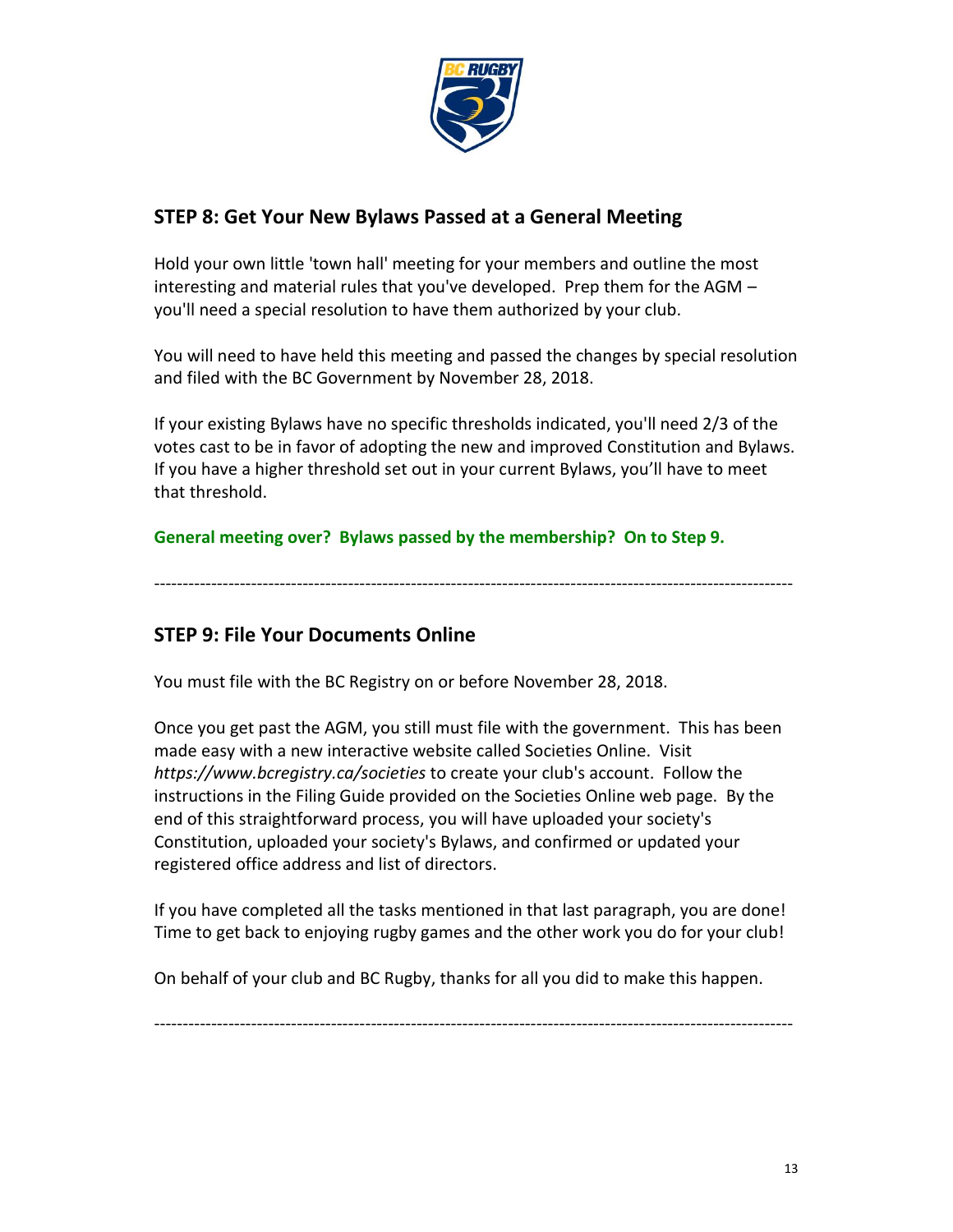## STEP 8: Get Your New Bylaws Passed at a General Meeting

Hold your own little 'town hall' meeting for your members and outline the most interesting and material rules that you've developed. Prep them for the AGM – you'll need a special resolution to have them authorized by your club.

You will need to have held this meeting and passed the changes by special resolution and filed with the BC Government by November 28, 2018.

If your existing Bylaws have no specific thresholds indicated, you'll need 2/3 of the votes cast to be in favor of adopting the new and improved Constitution and Bylaws. If you have a higher threshold set out in your current Bylaws, you'll have to meet that threshold.

**General meeting over? Bylaws passed by the membership? On to Step 9.**

---

## STEP 9: File Your Documents Online

You must file with the BC Registry on or before November 28, 2018.

Once you get past the AGM, you still must file with the government. This has been made easy with a new interactive website called Societies Online. Visit *https://www.bcregistry.ca/societies* to create your club's account. Follow the instructions in the Filing Guide provided on the Societies Online web page. By the end of this straightforward process, you will have uploaded your society's Constitution, uploaded your society's Bylaws, and confirmed or updated your registered office address and list of directors.

If you have completed all the tasks mentioned in that last paragraph, you are done! Time to get back to enjoying rugby games and the other work you do for your club!

On behalf of your club and BC Rugby, thanks for all you did to make this happen.

---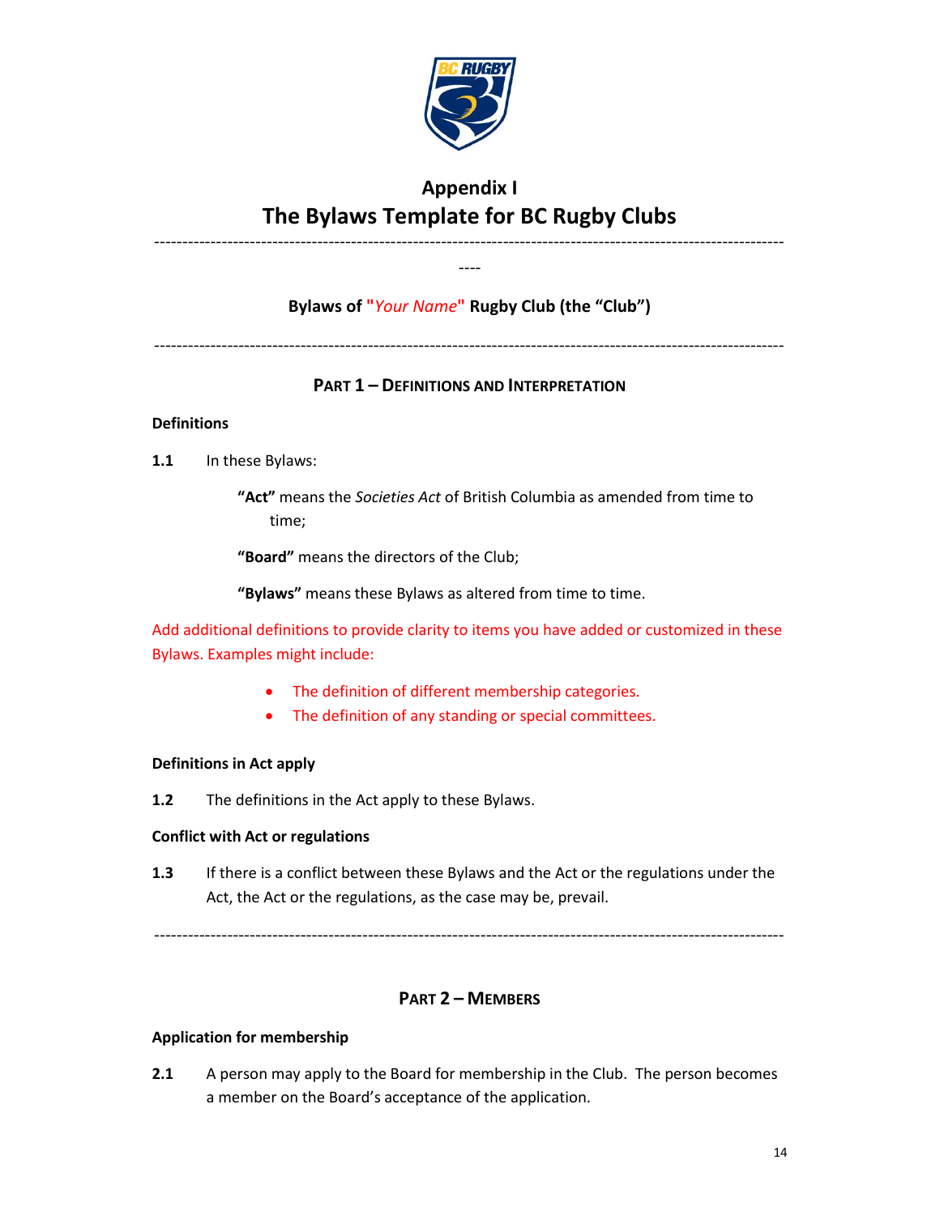# Appendix I
# The Bylaws Template for BC Rugby Clubs

---

**Bylaws of "*Your Name*" Rugby Club (the "Club")**

---

## PART 1 – DEFINITIONS AND INTERPRETATION

**Definitions**

**1.1** In these Bylaws:

**"Act"** means the *Societies Act* of British Columbia as amended from time to time;

**"Board"** means the directors of the Club;

**"Bylaws"** means these Bylaws as altered from time to time.

Add additional definitions to provide clarity to items you have added or customized in these Bylaws. Examples might include:

- The definition of different membership categories.
- The definition of any standing or special committees.

**Definitions in Act apply**

**1.2** The definitions in the Act apply to these Bylaws.

**Conflict with Act or regulations**

**1.3** If there is a conflict between these Bylaws and the Act or the regulations under the Act, the Act or the regulations, as the case may be, prevail.

---

## PART 2 – MEMBERS

**Application for membership**

**2.1** A person may apply to the Board for membership in the Club. The person becomes a member on the Board's acceptance of the application.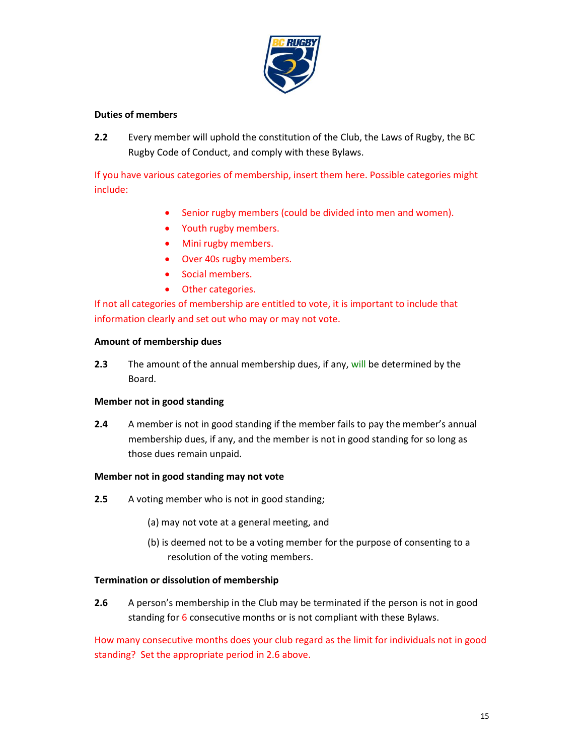**Duties of members**

**2.2** Every member will uphold the constitution of the Club, the Laws of Rugby, the BC Rugby Code of Conduct, and comply with these Bylaws.

If you have various categories of membership, insert them here. Possible categories might include:

- Senior rugby members (could be divided into men and women).
- Youth rugby members.
- Mini rugby members.
- Over 40s rugby members.
- Social members.
- Other categories.

If not all categories of membership are entitled to vote, it is important to include that information clearly and set out who may or may not vote.

**Amount of membership dues**

**2.3** The amount of the annual membership dues, if any, will be determined by the Board.

**Member not in good standing**

**2.4** A member is not in good standing if the member fails to pay the member's annual membership dues, if any, and the member is not in good standing for so long as those dues remain unpaid.

**Member not in good standing may not vote**

**2.5** A voting member who is not in good standing;

(a) may not vote at a general meeting, and

(b) is deemed not to be a voting member for the purpose of consenting to a resolution of the voting members.

**Termination or dissolution of membership**

**2.6** A person's membership in the Club may be terminated if the person is not in good standing for 6 consecutive months or is not compliant with these Bylaws.

How many consecutive months does your club regard as the limit for individuals not in good standing? Set the appropriate period in 2.6 above.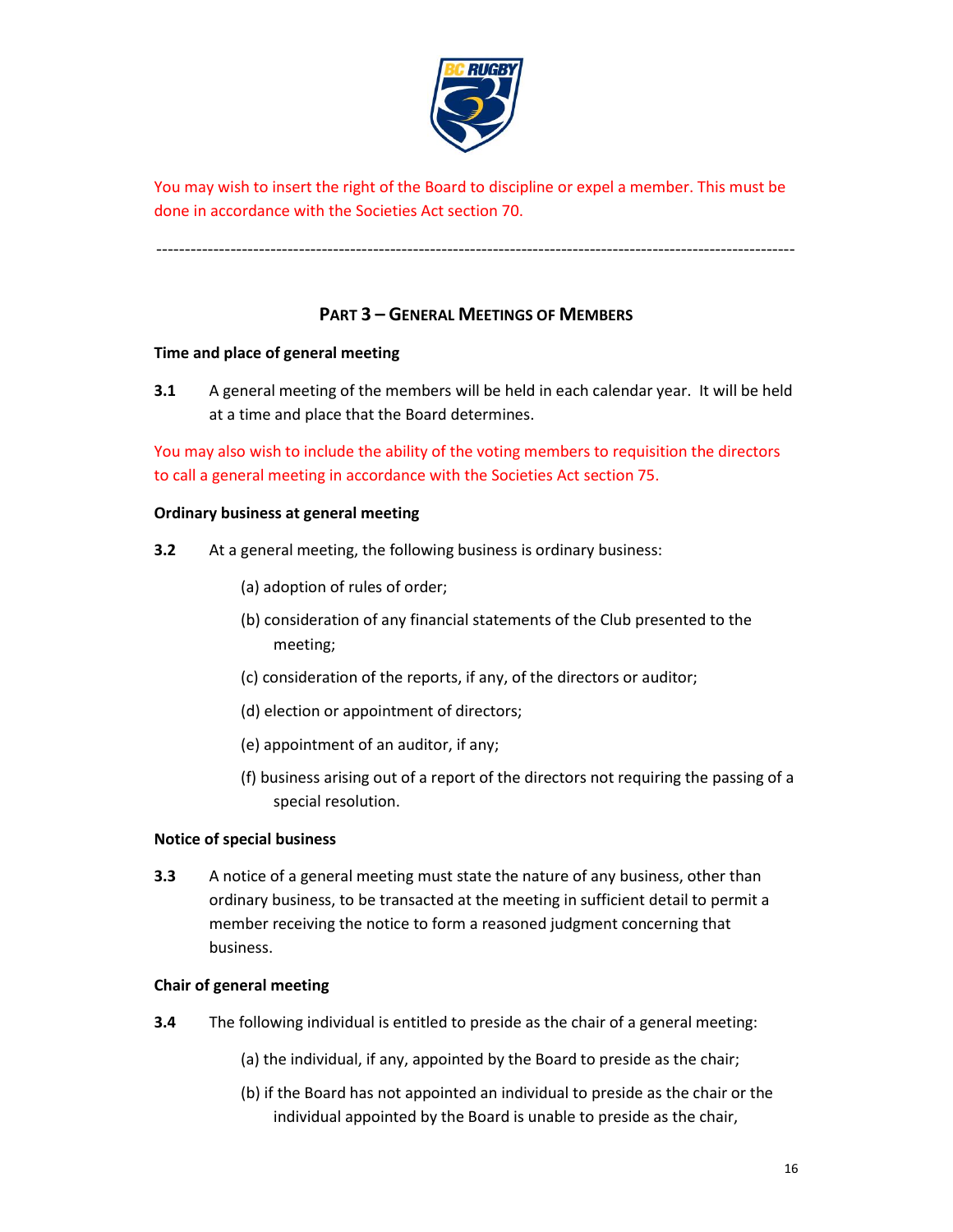You may wish to insert the right of the Board to discipline or expel a member. This must be done in accordance with the Societies Act section 70.

---

## PART 3 – GENERAL MEETINGS OF MEMBERS

**Time and place of general meeting**

**3.1** A general meeting of the members will be held in each calendar year. It will be held at a time and place that the Board determines.

You may also wish to include the ability of the voting members to requisition the directors to call a general meeting in accordance with the Societies Act section 75.

**Ordinary business at general meeting**

**3.2** At a general meeting, the following business is ordinary business:

(a) adoption of rules of order;

(b) consideration of any financial statements of the Club presented to the meeting;

(c) consideration of the reports, if any, of the directors or auditor;

(d) election or appointment of directors;

(e) appointment of an auditor, if any;

(f) business arising out of a report of the directors not requiring the passing of a special resolution.

**Notice of special business**

**3.3** A notice of a general meeting must state the nature of any business, other than ordinary business, to be transacted at the meeting in sufficient detail to permit a member receiving the notice to form a reasoned judgment concerning that business.

**Chair of general meeting**

**3.4** The following individual is entitled to preside as the chair of a general meeting:

(a) the individual, if any, appointed by the Board to preside as the chair;

(b) if the Board has not appointed an individual to preside as the chair or the individual appointed by the Board is unable to preside as the chair,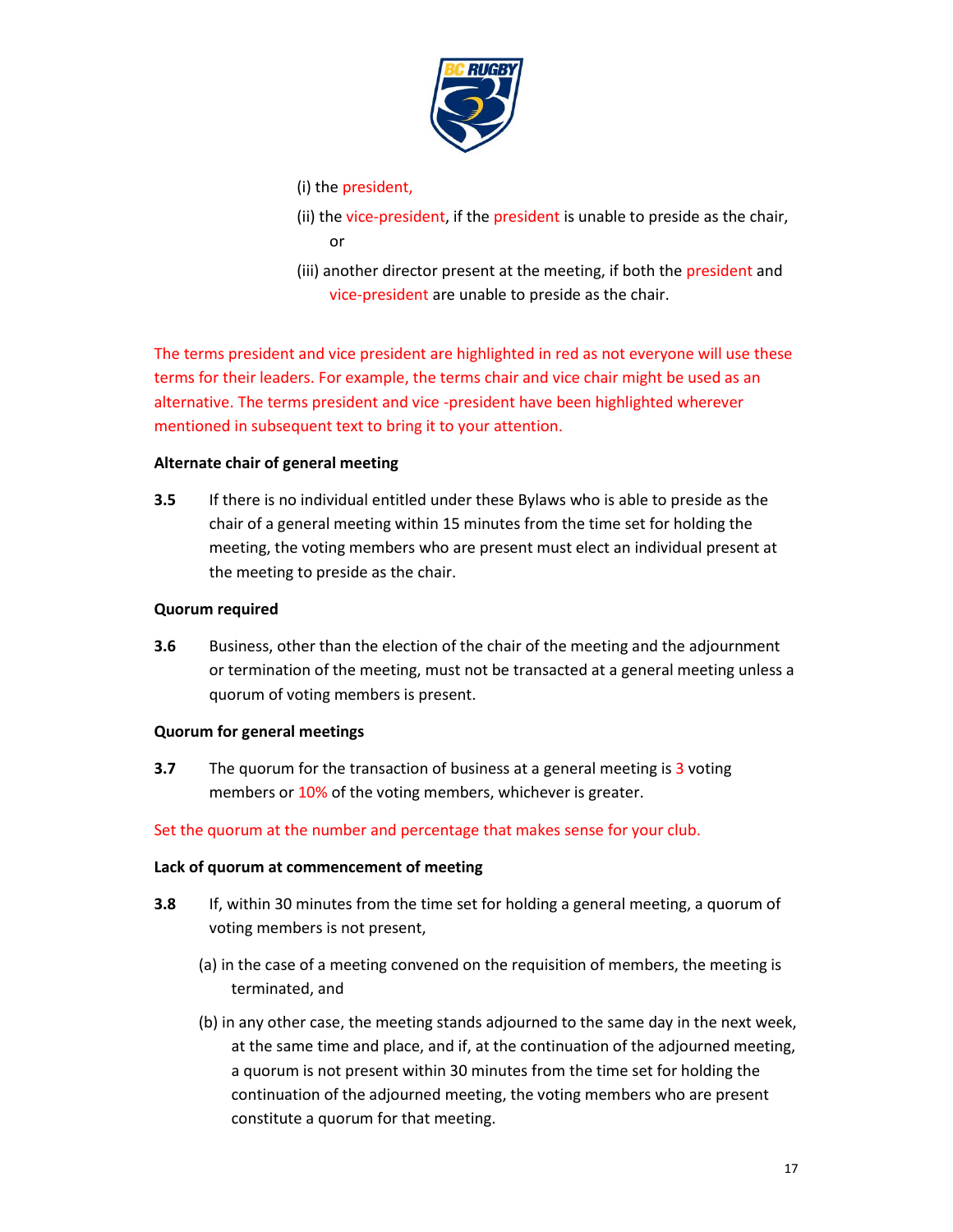(i) the president,

(ii) the vice-president, if the president is unable to preside as the chair, or

(iii) another director present at the meeting, if both the president and vice-president are unable to preside as the chair.

The terms president and vice president are highlighted in red as not everyone will use these terms for their leaders. For example, the terms chair and vice chair might be used as an alternative. The terms president and vice -president have been highlighted wherever mentioned in subsequent text to bring it to your attention.

**Alternate chair of general meeting**

**3.5** If there is no individual entitled under these Bylaws who is able to preside as the chair of a general meeting within 15 minutes from the time set for holding the meeting, the voting members who are present must elect an individual present at the meeting to preside as the chair.

**Quorum required**

**3.6** Business, other than the election of the chair of the meeting and the adjournment or termination of the meeting, must not be transacted at a general meeting unless a quorum of voting members is present.

**Quorum for general meetings**

**3.7** The quorum for the transaction of business at a general meeting is 3 voting members or 10% of the voting members, whichever is greater.

Set the quorum at the number and percentage that makes sense for your club.

**Lack of quorum at commencement of meeting**

**3.8** If, within 30 minutes from the time set for holding a general meeting, a quorum of voting members is not present,

(a) in the case of a meeting convened on the requisition of members, the meeting is terminated, and

(b) in any other case, the meeting stands adjourned to the same day in the next week, at the same time and place, and if, at the continuation of the adjourned meeting, a quorum is not present within 30 minutes from the time set for holding the continuation of the adjourned meeting, the voting members who are present constitute a quorum for that meeting.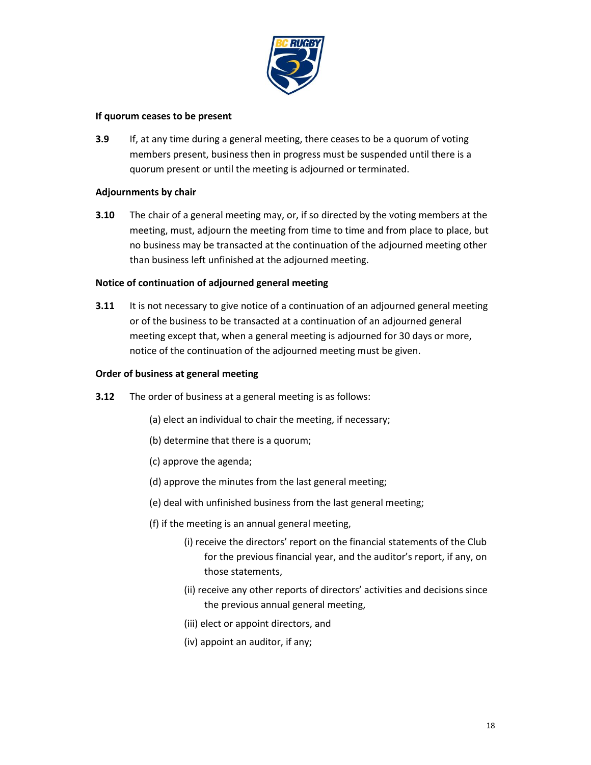**If quorum ceases to be present**

**3.9** If, at any time during a general meeting, there ceases to be a quorum of voting members present, business then in progress must be suspended until there is a quorum present or until the meeting is adjourned or terminated.

**Adjournments by chair**

**3.10** The chair of a general meeting may, or, if so directed by the voting members at the meeting, must, adjourn the meeting from time to time and from place to place, but no business may be transacted at the continuation of the adjourned meeting other than business left unfinished at the adjourned meeting.

**Notice of continuation of adjourned general meeting**

**3.11** It is not necessary to give notice of a continuation of an adjourned general meeting or of the business to be transacted at a continuation of an adjourned general meeting except that, when a general meeting is adjourned for 30 days or more, notice of the continuation of the adjourned meeting must be given.

**Order of business at general meeting**

**3.12** The order of business at a general meeting is as follows:

(a) elect an individual to chair the meeting, if necessary;

(b) determine that there is a quorum;

(c) approve the agenda;

(d) approve the minutes from the last general meeting;

(e) deal with unfinished business from the last general meeting;

(f) if the meeting is an annual general meeting,

(i) receive the directors' report on the financial statements of the Club for the previous financial year, and the auditor's report, if any, on those statements,

(ii) receive any other reports of directors' activities and decisions since the previous annual general meeting,

(iii) elect or appoint directors, and

(iv) appoint an auditor, if any;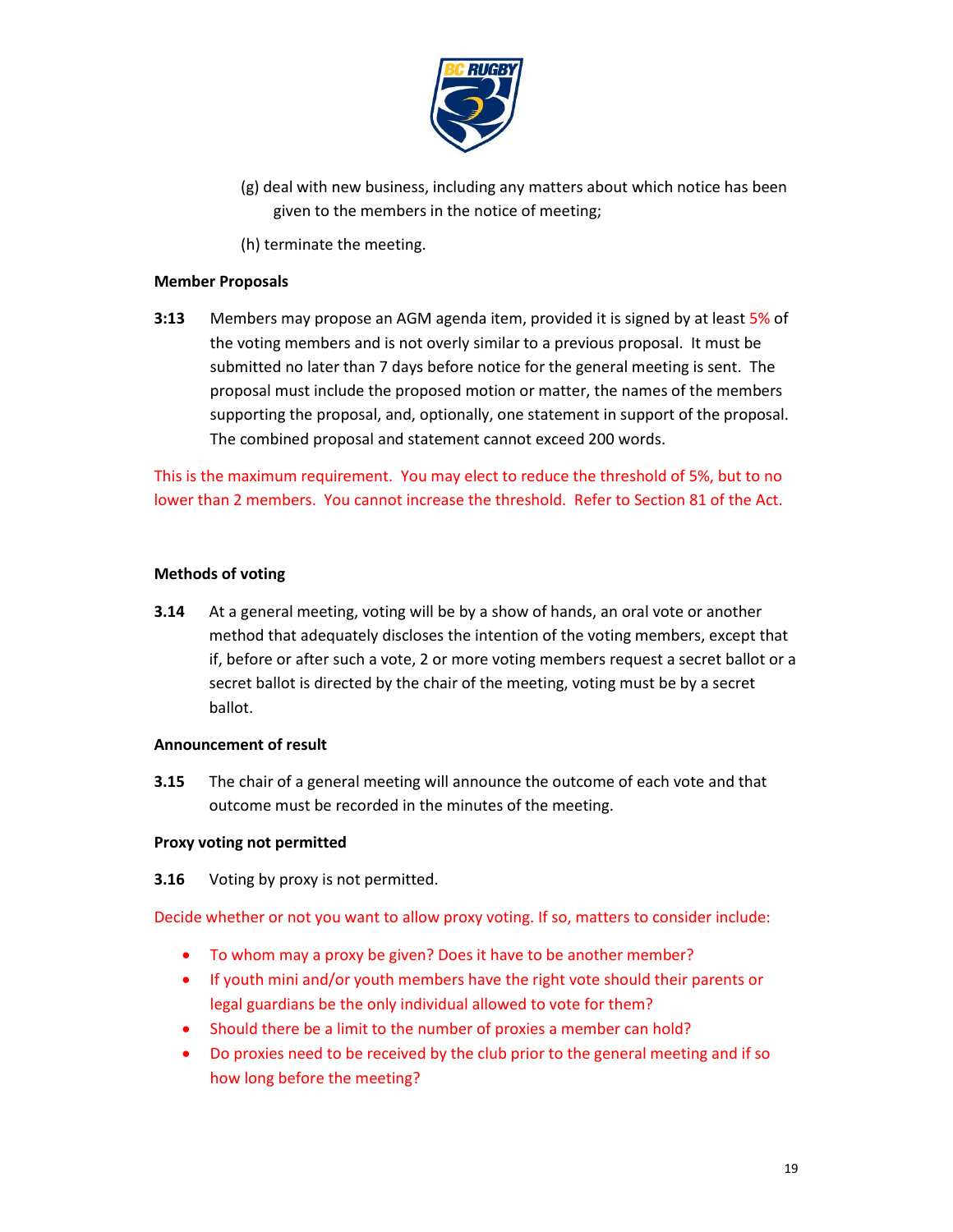(g) deal with new business, including any matters about which notice has been given to the members in the notice of meeting;

(h) terminate the meeting.

**Member Proposals**

**3:13** Members may propose an AGM agenda item, provided it is signed by at least 5% of the voting members and is not overly similar to a previous proposal. It must be submitted no later than 7 days before notice for the general meeting is sent. The proposal must include the proposed motion or matter, the names of the members supporting the proposal, and, optionally, one statement in support of the proposal. The combined proposal and statement cannot exceed 200 words.

This is the maximum requirement. You may elect to reduce the threshold of 5%, but to no lower than 2 members. You cannot increase the threshold. Refer to Section 81 of the Act.

**Methods of voting**

**3.14** At a general meeting, voting will be by a show of hands, an oral vote or another method that adequately discloses the intention of the voting members, except that if, before or after such a vote, 2 or more voting members request a secret ballot or a secret ballot is directed by the chair of the meeting, voting must be by a secret ballot.

**Announcement of result**

**3.15** The chair of a general meeting will announce the outcome of each vote and that outcome must be recorded in the minutes of the meeting.

**Proxy voting not permitted**

**3.16** Voting by proxy is not permitted.

Decide whether or not you want to allow proxy voting. If so, matters to consider include:

- To whom may a proxy be given? Does it have to be another member?
- If youth mini and/or youth members have the right vote should their parents or legal guardians be the only individual allowed to vote for them?
- Should there be a limit to the number of proxies a member can hold?
- Do proxies need to be received by the club prior to the general meeting and if so how long before the meeting?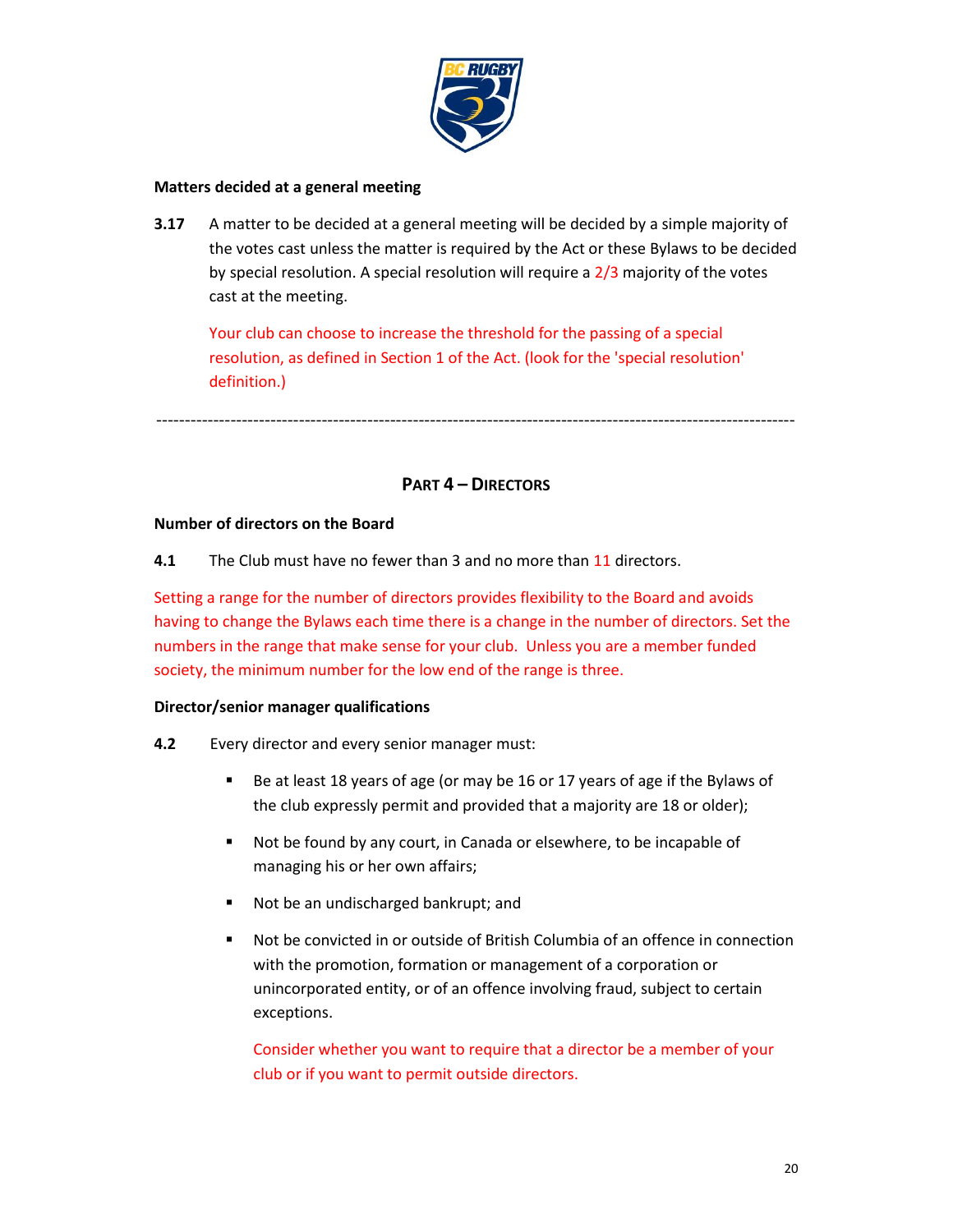**Matters decided at a general meeting**

**3.17** A matter to be decided at a general meeting will be decided by a simple majority of the votes cast unless the matter is required by the Act or these Bylaws to be decided by special resolution. A special resolution will require a 2/3 majority of the votes cast at the meeting.

Your club can choose to increase the threshold for the passing of a special resolution, as defined in Section 1 of the Act. (look for the 'special resolution' definition.)

---

## PART 4 – DIRECTORS

**Number of directors on the Board**

**4.1** The Club must have no fewer than 3 and no more than 11 directors.

Setting a range for the number of directors provides flexibility to the Board and avoids having to change the Bylaws each time there is a change in the number of directors. Set the numbers in the range that make sense for your club. Unless you are a member funded society, the minimum number for the low end of the range is three.

**Director/senior manager qualifications**

**4.2** Every director and every senior manager must:

- Be at least 18 years of age (or may be 16 or 17 years of age if the Bylaws of the club expressly permit and provided that a majority are 18 or older);
- Not be found by any court, in Canada or elsewhere, to be incapable of managing his or her own affairs;
- Not be an undischarged bankrupt; and
- Not be convicted in or outside of British Columbia of an offence in connection with the promotion, formation or management of a corporation or unincorporated entity, or of an offence involving fraud, subject to certain exceptions.

  Consider whether you want to require that a director be a member of your club or if you want to permit outside directors.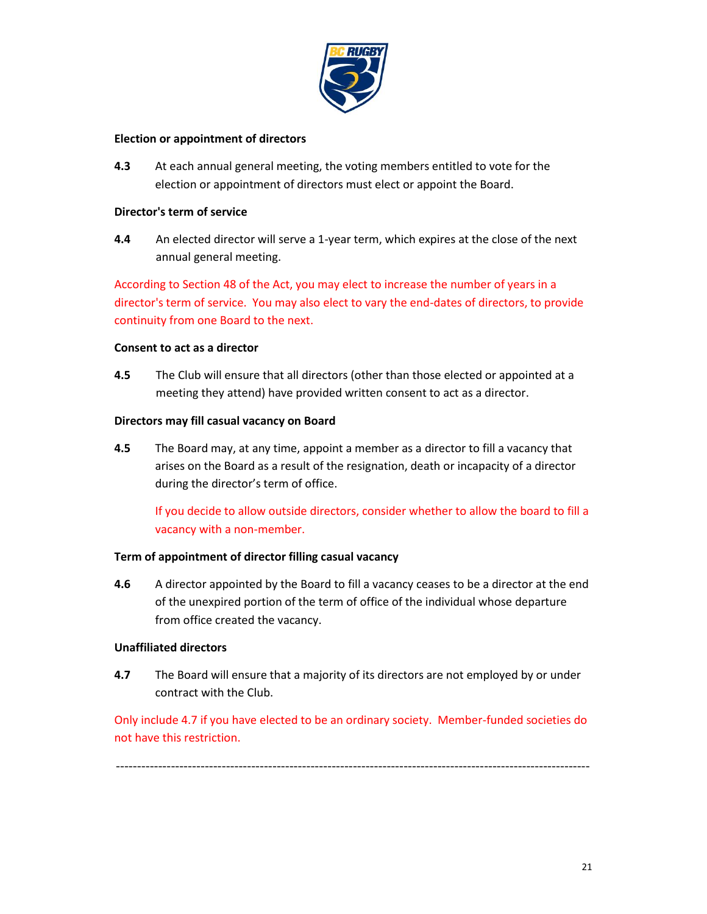**Election or appointment of directors**

**4.3** At each annual general meeting, the voting members entitled to vote for the election or appointment of directors must elect or appoint the Board.

**Director's term of service**

**4.4** An elected director will serve a 1-year term, which expires at the close of the next annual general meeting.

According to Section 48 of the Act, you may elect to increase the number of years in a director's term of service. You may also elect to vary the end-dates of directors, to provide continuity from one Board to the next.

**Consent to act as a director**

**4.5** The Club will ensure that all directors (other than those elected or appointed at a meeting they attend) have provided written consent to act as a director.

**Directors may fill casual vacancy on Board**

**4.5** The Board may, at any time, appoint a member as a director to fill a vacancy that arises on the Board as a result of the resignation, death or incapacity of a director during the director's term of office.

If you decide to allow outside directors, consider whether to allow the board to fill a vacancy with a non-member.

**Term of appointment of director filling casual vacancy**

**4.6** A director appointed by the Board to fill a vacancy ceases to be a director at the end of the unexpired portion of the term of office of the individual whose departure from office created the vacancy.

**Unaffiliated directors**

**4.7** The Board will ensure that a majority of its directors are not employed by or under contract with the Club.

Only include 4.7 if you have elected to be an ordinary society. Member-funded societies do not have this restriction.

---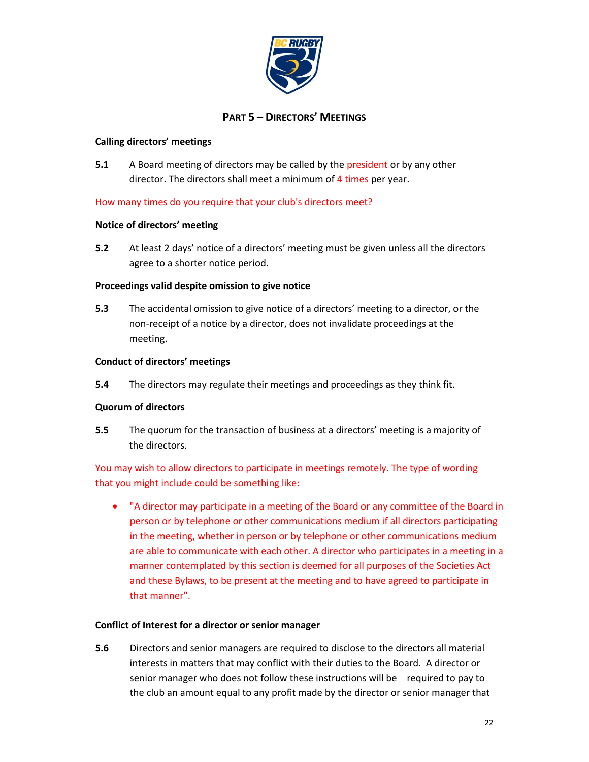## PART 5 – DIRECTORS' MEETINGS

**Calling directors' meetings**

**5.1** A Board meeting of directors may be called by the president or by any other director. The directors shall meet a minimum of 4 times per year.

How many times do you require that your club's directors meet?

**Notice of directors' meeting**

**5.2** At least 2 days' notice of a directors' meeting must be given unless all the directors agree to a shorter notice period.

**Proceedings valid despite omission to give notice**

**5.3** The accidental omission to give notice of a directors' meeting to a director, or the non-receipt of a notice by a director, does not invalidate proceedings at the meeting.

**Conduct of directors' meetings**

**5.4** The directors may regulate their meetings and proceedings as they think fit.

**Quorum of directors**

**5.5** The quorum for the transaction of business at a directors' meeting is a majority of the directors.

You may wish to allow directors to participate in meetings remotely. The type of wording that you might include could be something like:

- "A director may participate in a meeting of the Board or any committee of the Board in person or by telephone or other communications medium if all directors participating in the meeting, whether in person or by telephone or other communications medium are able to communicate with each other. A director who participates in a meeting in a manner contemplated by this section is deemed for all purposes of the Societies Act and these Bylaws, to be present at the meeting and to have agreed to participate in that manner".

**Conflict of Interest for a director or senior manager**

**5.6** Directors and senior managers are required to disclose to the directors all material interests in matters that may conflict with their duties to the Board. A director or senior manager who does not follow these instructions will be required to pay to the club an amount equal to any profit made by the director or senior manager that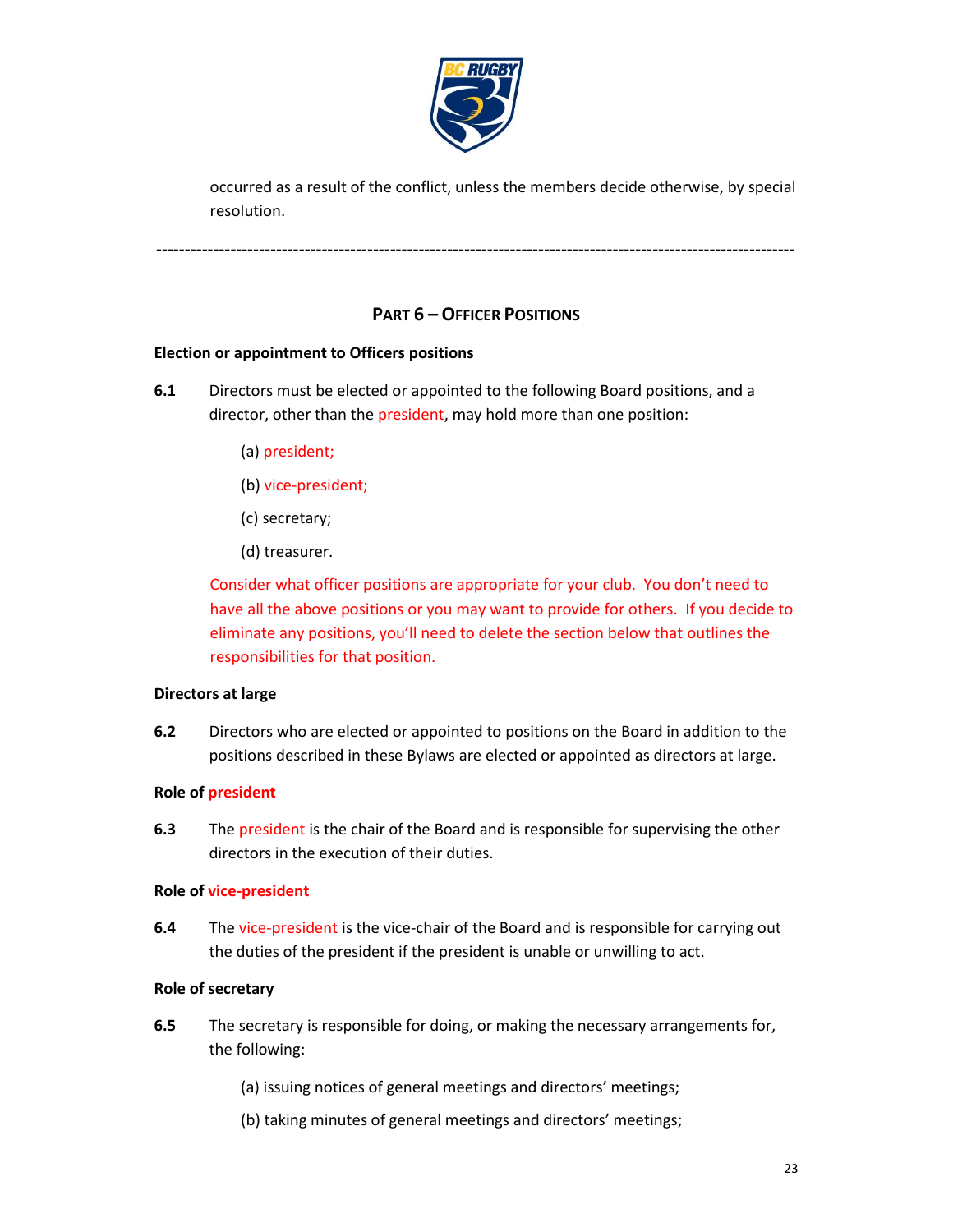occurred as a result of the conflict, unless the members decide otherwise, by special resolution.

---

## PART 6 – OFFICER POSITIONS

**Election or appointment to Officers positions**

**6.1** Directors must be elected or appointed to the following Board positions, and a director, other than the president, may hold more than one position:

(a) president;

(b) vice-president;

(c) secretary;

(d) treasurer.

Consider what officer positions are appropriate for your club. You don't need to have all the above positions or you may want to provide for others. If you decide to eliminate any positions, you'll need to delete the section below that outlines the responsibilities for that position.

**Directors at large**

**6.2** Directors who are elected or appointed to positions on the Board in addition to the positions described in these Bylaws are elected or appointed as directors at large.

**Role of president**

**6.3** The president is the chair of the Board and is responsible for supervising the other directors in the execution of their duties.

**Role of vice-president**

**6.4** The vice-president is the vice-chair of the Board and is responsible for carrying out the duties of the president if the president is unable or unwilling to act.

**Role of secretary**

**6.5** The secretary is responsible for doing, or making the necessary arrangements for, the following:

(a) issuing notices of general meetings and directors' meetings;

(b) taking minutes of general meetings and directors' meetings;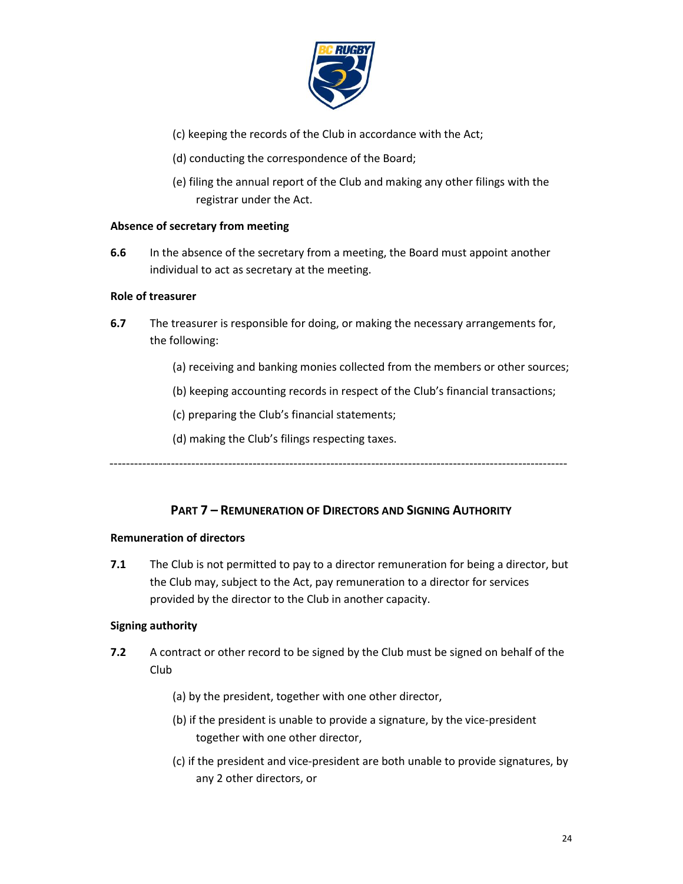(c) keeping the records of the Club in accordance with the Act;

(d) conducting the correspondence of the Board;

(e) filing the annual report of the Club and making any other filings with the registrar under the Act.

**Absence of secretary from meeting**

**6.6** In the absence of the secretary from a meeting, the Board must appoint another individual to act as secretary at the meeting.

**Role of treasurer**

**6.7** The treasurer is responsible for doing, or making the necessary arrangements for, the following:

(a) receiving and banking monies collected from the members or other sources;

(b) keeping accounting records in respect of the Club's financial transactions;

(c) preparing the Club's financial statements;

(d) making the Club's filings respecting taxes.

---

## PART 7 – REMUNERATION OF DIRECTORS AND SIGNING AUTHORITY

**Remuneration of directors**

**7.1** The Club is not permitted to pay to a director remuneration for being a director, but the Club may, subject to the Act, pay remuneration to a director for services provided by the director to the Club in another capacity.

**Signing authority**

**7.2** A contract or other record to be signed by the Club must be signed on behalf of the Club

(a) by the president, together with one other director,

(b) if the president is unable to provide a signature, by the vice-president together with one other director,

(c) if the president and vice-president are both unable to provide signatures, by any 2 other directors, or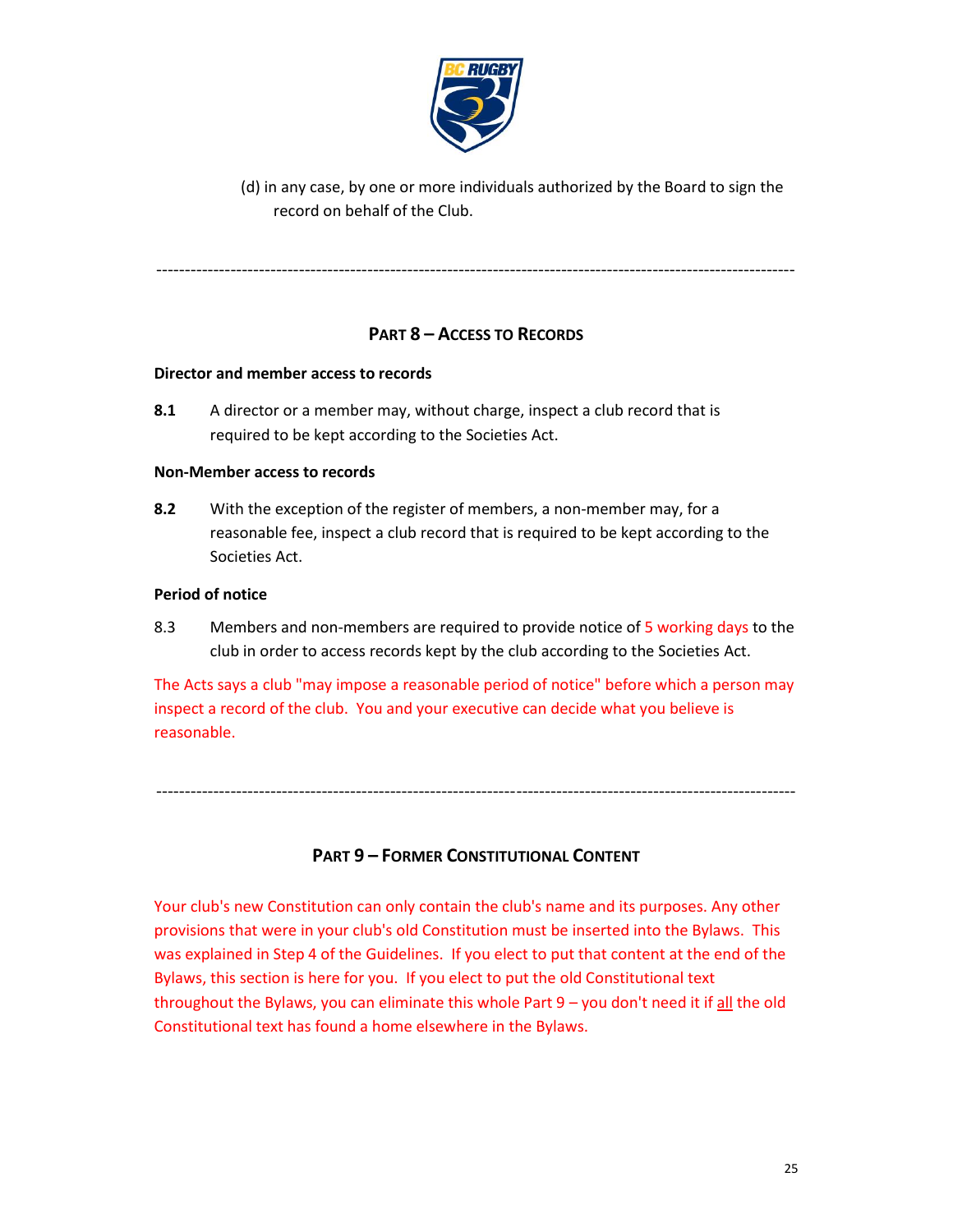(d) in any case, by one or more individuals authorized by the Board to sign the record on behalf of the Club.

---

## PART 8 – ACCESS TO RECORDS

**Director and member access to records**

**8.1** A director or a member may, without charge, inspect a club record that is required to be kept according to the Societies Act.

**Non-Member access to records**

**8.2** With the exception of the register of members, a non-member may, for a reasonable fee, inspect a club record that is required to be kept according to the Societies Act.

**Period of notice**

8.3 Members and non-members are required to provide notice of 5 working days to the club in order to access records kept by the club according to the Societies Act.

The Acts says a club "may impose a reasonable period of notice" before which a person may inspect a record of the club. You and your executive can decide what you believe is reasonable.

---

## PART 9 – FORMER CONSTITUTIONAL CONTENT

Your club's new Constitution can only contain the club's name and its purposes. Any other provisions that were in your club's old Constitution must be inserted into the Bylaws. This was explained in Step 4 of the Guidelines. If you elect to put that content at the end of the Bylaws, this section is here for you. If you elect to put the old Constitutional text throughout the Bylaws, you can eliminate this whole Part 9 – you don't need it if all the old Constitutional text has found a home elsewhere in the Bylaws.